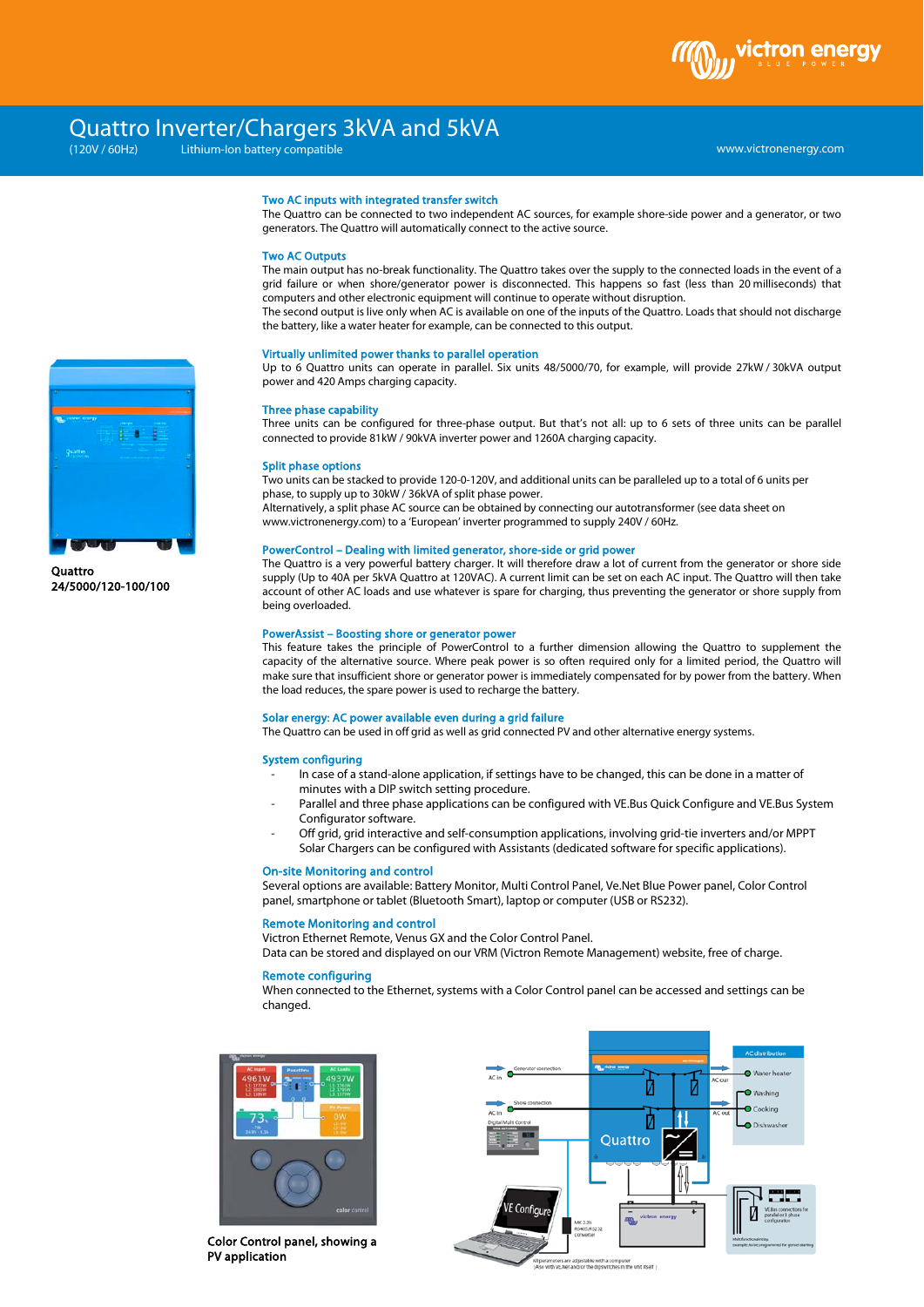# Quattro Inverter/Chargers 3kVA and 5kVA

(120V / 60Hz) Lithium-Ion battery compatible

www.victronenergy.com

Quattro
24/5000/120-100/100

### Two AC inputs with integrated transfer switch

The Quattro can be connected to two independent AC sources, for example shore-side power and a generator, or two generators. The Quattro will automatically connect to the active source.

### Two AC Outputs

The main output has no-break functionality. The Quattro takes over the supply to the connected loads in the event of a grid failure or when shore/generator power is disconnected. This happens so fast (less than 20 milliseconds) that computers and other electronic equipment will continue to operate without disruption.
The second output is live only when AC is available on one of the inputs of the Quattro. Loads that should not discharge the battery, like a water heater for example, can be connected to this output.

### Virtually unlimited power thanks to parallel operation

Up to 6 Quattro units can operate in parallel. Six units 48/5000/70, for example, will provide 27kW / 30kVA output power and 420 Amps charging capacity.

### Three phase capability

Three units can be configured for three-phase output. But that's not all: up to 6 sets of three units can be parallel connected to provide 81kW / 90kVA inverter power and 1260A charging capacity.

### Split phase options

Two units can be stacked to provide 120-0-120V, and additional units can be paralleled up to a total of 6 units per phase, to supply up to 30kW / 36kVA of split phase power.
Alternatively, a split phase AC source can be obtained by connecting our autotransformer (see data sheet on www.victronenergy.com) to a 'European' inverter programmed to supply 240V / 60Hz.

### PowerControl – Dealing with limited generator, shore-side or grid power

The Quattro is a very powerful battery charger. It will therefore draw a lot of current from the generator or shore side supply (Up to 40A per 5kVA Quattro at 120VAC). A current limit can be set on each AC input. The Quattro will then take account of other AC loads and use whatever is spare for charging, thus preventing the generator or shore supply from being overloaded.

### PowerAssist – Boosting shore or generator power

This feature takes the principle of PowerControl to a further dimension allowing the Quattro to supplement the capacity of the alternative source. Where peak power is so often required only for a limited period, the Quattro will make sure that insufficient shore or generator power is immediately compensated for by power from the battery. When the load reduces, the spare power is used to recharge the battery.

### Solar energy: AC power available even during a grid failure

The Quattro can be used in off grid as well as grid connected PV and other alternative energy systems.

### System configuring

- In case of a stand-alone application, if settings have to be changed, this can be done in a matter of minutes with a DIP switch setting procedure.
- Parallel and three phase applications can be configured with VE.Bus Quick Configure and VE.Bus System Configurator software.
- Off grid, grid interactive and self-consumption applications, involving grid-tie inverters and/or MPPT Solar Chargers can be configured with Assistants (dedicated software for specific applications).

### On-site Monitoring and control

Several options are available: Battery Monitor, Multi Control Panel, Ve.Net Blue Power panel, Color Control panel, smartphone or tablet (Bluetooth Smart), laptop or computer (USB or RS232).

### Remote Monitoring and control

Victron Ethernet Remote, Venus GX and the Color Control Panel.
Data can be stored and displayed on our VRM (Victron Remote Management) website, free of charge.

### Remote configuring

When connected to the Ethernet, systems with a Color Control panel can be accessed and settings can be changed.

Color Control panel, showing a PV application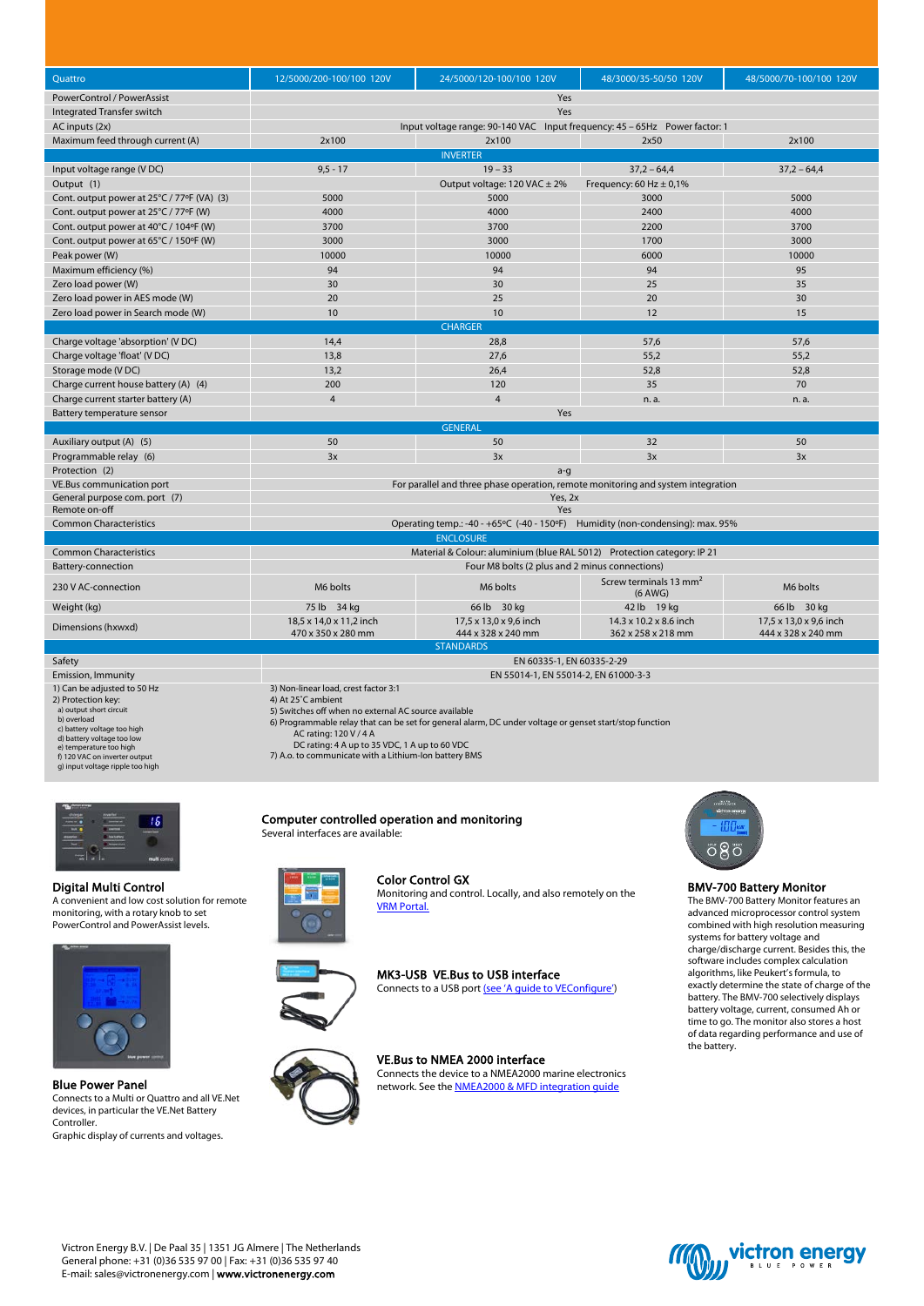| Quattro | 12/5000/200-100/100 120V | 24/5000/120-100/100 120V | 48/3000/35-50/50 120V | 48/5000/70-100/100 120V |
|---|---|---|---|---|
| PowerControl / PowerAssist | Yes | | | |
| Integrated Transfer switch | Yes | | | |
| AC inputs (2x) | Input voltage range: 90-140 VAC Input frequency: 45 – 65Hz Power factor: 1 | | | |
| Maximum feed through current (A) | 2x100 | 2x100 | 2x50 | 2x100 |
| **INVERTER** | | | | |
| Input voltage range (V DC) | 9,5 - 17 | 19 – 33 | 37,2 – 64,4 | 37,2 – 64,4 |
| Output (1) | Output voltage: 120 VAC ± 2% Frequency: 60 Hz ± 0,1% | | | |
| Cont. output power at 25°C / 77°F (VA) (3) | 5000 | 5000 | 3000 | 5000 |
| Cont. output power at 25°C / 77°F (W) | 4000 | 4000 | 2400 | 4000 |
| Cont. output power at 40°C / 104°F (W) | 3700 | 3700 | 2200 | 3700 |
| Cont. output power at 65°C / 150°F (W) | 3000 | 3000 | 1700 | 3000 |
| Peak power (W) | 10000 | 10000 | 6000 | 10000 |
| Maximum efficiency (%) | 94 | 94 | 94 | 95 |
| Zero load power (W) | 30 | 30 | 25 | 35 |
| Zero load power in AES mode (W) | 20 | 25 | 20 | 30 |
| Zero load power in Search mode (W) | 10 | 10 | 12 | 15 |
| **CHARGER** | | | | |
| Charge voltage 'absorption' (V DC) | 14,4 | 28,8 | 57,6 | 57,6 |
| Charge voltage 'float' (V DC) | 13,8 | 27,6 | 55,2 | 55,2 |
| Storage mode (V DC) | 13,2 | 26,4 | 52,8 | 52,8 |
| Charge current house battery (A) (4) | 200 | 120 | 35 | 70 |
| Charge current starter battery (A) | 4 | 4 | n. a. | n. a. |
| Battery temperature sensor | Yes | | | |
| **GENERAL** | | | | |
| Auxiliary output (A) (5) | 50 | 50 | 32 | 50 |
| Programmable relay (6) | 3x | 3x | 3x | 3x |
| Protection (2) | a-g | | | |
| VE.Bus communication port | For parallel and three phase operation, remote monitoring and system integration | | | |
| General purpose com. port (7) | Yes, 2x | | | |
| Remote on-off | Yes | | | |
| Common Characteristics | Operating temp.: -40 - +65ºC (-40 - 150ºF) Humidity (non-condensing): max. 95% | | | |
| **ENCLOSURE** | | | | |
| Common Characteristics | Material & Colour: aluminium (blue RAL 5012) Protection category: IP 21 | | | |
| Battery-connection | Four M8 bolts (2 plus and 2 minus connections) | | | |
| 230 V AC-connection | M6 bolts | M6 bolts | Screw terminals 13 mm² (6 AWG) | M6 bolts |
| Weight (kg) | 75 lb 34 kg | 66 lb 30 kg | 42 lb 19 kg | 66 lb 30 kg |
| Dimensions (hxwxd) | 18,5 x 14,0 x 11,2 inch<br>470 x 350 x 280 mm | 17,5 x 13,0 x 9,6 inch<br>444 x 328 x 240 mm | 14.3 x 10.2 x 8.6 inch<br>362 x 258 x 218 mm | 17,5 x 13,0 x 9,6 inch<br>444 x 328 x 240 mm |
| **STANDARDS** | | | | |
| Safety | EN 60335-1, EN 60335-2-29 | | | |
| Emission, Immunity | EN 55014-1, EN 55014-2, EN 61000-3-3 | | | |

1) Can be adjusted to 50 Hz
2) Protection key:
a) output short circuit
b) overload
c) battery voltage too high
d) battery voltage too low
e) temperature too high
f) 120 VAC on inverter output
g) input voltage ripple too high

3) Non-linear load, crest factor 3:1
4) At 25˚C ambient
5) Switches off when no external AC source available
6) Programmable relay that can be set for general alarm, DC under voltage or genset start/stop function
AC rating: 120 V / 4 A
DC rating: 4 A up to 35 VDC, 1 A up to 60 VDC
7) A.o. to communicate with a Lithium-Ion battery BMS

**Digital Multi Control**
A convenient and low cost solution for remote monitoring, with a rotary knob to set PowerControl and PowerAssist levels.

**Blue Power Panel**
Connects to a Multi or Quattro and all VE.Net devices, in particular the VE.Net Battery Controller.
Graphic display of currents and voltages.

## Computer controlled operation and monitoring
Several interfaces are available:

**Color Control GX**
Monitoring and control. Locally, and also remotely on the VRM Portal.

**MK3-USB VE.Bus to USB interface**
Connects to a USB port (see 'A guide to VEConfigure')

**VE.Bus to NMEA 2000 interface**
Connects the device to a NMEA2000 marine electronics network. See the NMEA2000 & MFD integration guide

**BMV-700 Battery Monitor**
The BMV-700 Battery Monitor features an advanced microprocessor control system combined with high resolution measuring systems for battery voltage and charge/discharge current. Besides this, the software includes complex calculation algorithms, like Peukert's formula, to exactly determine the state of charge of the battery. The BMV-700 selectively displays battery voltage, current, consumed Ah or time to go. The monitor also stores a host of data regarding performance and use of the battery.

Victron Energy B.V. | De Paal 35 | 1351 JG Almere | The Netherlands
General phone: +31 (0)36 535 97 00 | Fax: +31 (0)36 535 97 40
E-mail: sales@victronenergy.com | **www.victronenergy.com**